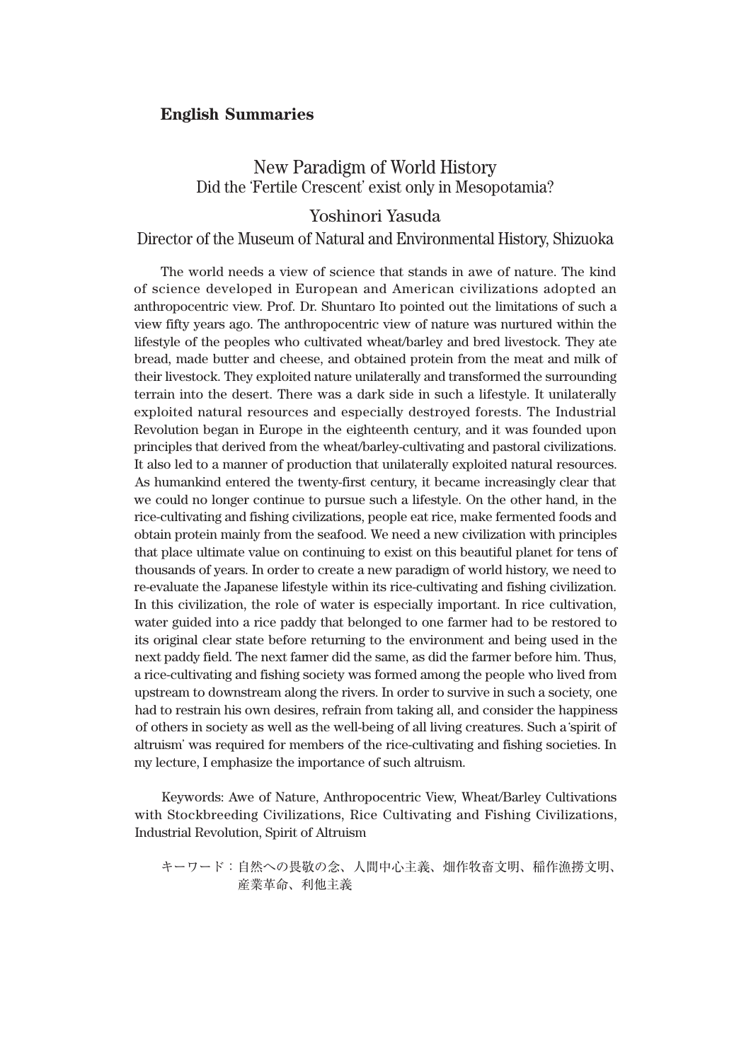## English Summaries

# New Paradigm of World History

### Did the 'Fertile Crescent' exist only in Mesopotamia?

### Yoshinori Yasuda

### Director of the Museum of Natural and Environmental History, Shizuoka

The world needs a view of science that stands in awe of nature. The kind of science developed in European and American civilizations adopted an anthropocentric view. Prof. Dr. Shuntaro Ito pointed out the limitations of such a view fifty years ago. The anthropocentric view of nature was nurtured within the lifestyle of the peoples who cultivated wheat/barley and bred livestock. They ate bread, made butter and cheese, and obtained protein from the meat and milk of their livestock. They exploited nature unilaterally and transformed the surrounding terrain into the desert. There was a dark side in such a lifestyle. It unilaterally exploited natural resources and especially destroyed forests. The Industrial Revolution began in Europe in the eighteenth century, and it was founded upon principles that derived from the wheat/barley-cultivating and pastoral civilizations. It also led to a manner of production that unilaterally exploited natural resources. As humankind entered the twenty-first century, it became increasingly clear that we could no longer continue to pursue such a lifestyle. On the other hand, in the rice-cultivating and fishing civilizations, people eat rice, make fermented foods and obtain protein mainly from the seafood. We need a new civilization with principles that place ultimate value on continuing to exist on this beautiful planet for tens of thousands of years. In order to create a new paradigm of world history, we need to re-evaluate the Japanese lifestyle within its rice-cultivating and fishing civilization. In this civilization, the role of water is especially important. In rice cultivation, water guided into a rice paddy that belonged to one farmer had to be restored to its original clear state before returning to the environment and being used in the next paddy field. The next farmer did the same, as did the farmer before him. Thus, a rice-cultivating and fishing society was formed among the people who lived from upstream to downstream along the rivers. In order to survive in such a society, one had to restrain his own desires, refrain from taking all, and consider the happiness of others in society as well as the well-being of all living creatures. Such a 'spirit of altruism' was required for members of the rice-cultivating and fishing societies. In my lecture, I emphasize the importance of such altruism.

Keywords: Awe of Nature, Anthropocentric View, Wheat/Barley Cultivations with Stockbreeding Civilizations, Rice Cultivating and Fishing Civilizations, Industrial Revolution, Spirit of Altruism

キーワード：自然への畏敬の念、人間中心主義、畑作牧畜文明、稲作漁撈文明、産業革命、利他主義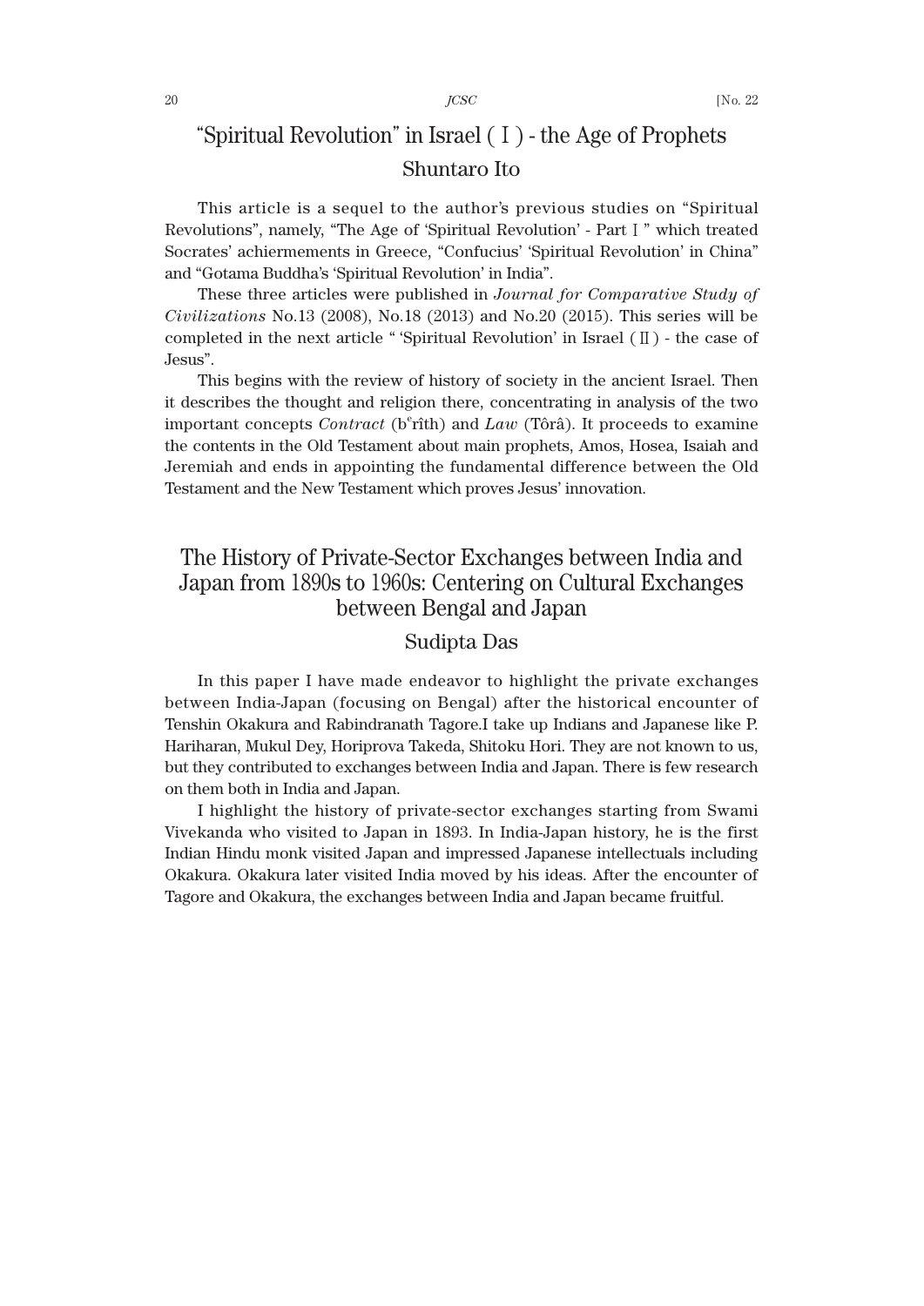# "Spiritual Revolution" in Israel ( Ⅰ ) - the Age of Prophets

## Shuntaro Ito

This article is a sequel to the author's previous studies on "Spiritual Revolutions", namely, "The Age of 'Spiritual Revolution' - Part Ⅰ" which treated Socrates' achiermements in Greece, "Confucius' 'Spiritual Revolution' in China" and "Gotama Buddha's 'Spiritual Revolution' in India".

These three articles were published in *Journal for Comparative Study of Civilizations* No.13 (2008), No.18 (2013) and No.20 (2015). This series will be completed in the next article " 'Spiritual Revolution' in Israel ( Ⅱ ) - the case of Jesus".

This begins with the review of history of society in the ancient Israel. Then it describes the thought and religion there, concentrating in analysis of the two important concepts *Contract* (b$^{e}$rîth) and *Law* (Tôrâ). It proceeds to examine the contents in the Old Testament about main prophets, Amos, Hosea, Isaiah and Jeremiah and ends in appointing the fundamental difference between the Old Testament and the New Testament which proves Jesus' innovation.

# The History of Private-Sector Exchanges between India and Japan from 1890s to 1960s: Centering on Cultural Exchanges between Bengal and Japan

## Sudipta Das

In this paper I have made endeavor to highlight the private exchanges between India-Japan (focusing on Bengal) after the historical encounter of Tenshin Okakura and Rabindranath Tagore.I take up Indians and Japanese like P. Hariharan, Mukul Dey, Horiprova Takeda, Shitoku Hori. They are not known to us, but they contributed to exchanges between India and Japan. There is few research on them both in India and Japan.

I highlight the history of private-sector exchanges starting from Swami Vivekanda who visited to Japan in 1893. In India-Japan history, he is the first Indian Hindu monk visited Japan and impressed Japanese intellectuals including Okakura. Okakura later visited India moved by his ideas. After the encounter of Tagore and Okakura, the exchanges between India and Japan became fruitful.